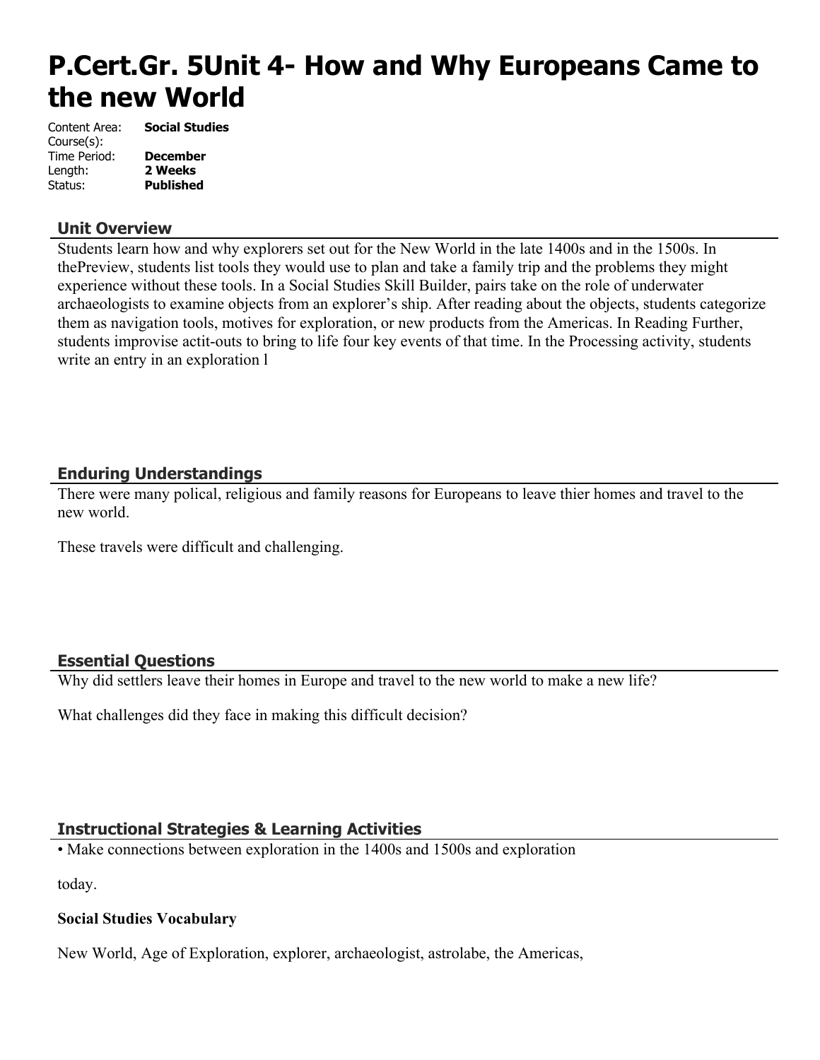# P.Cert.Gr. 5Unit 4- How and Why Europeans Came to the new World

| | |
|---|---|
| Content Area: | **Social Studies** |
| Course(s): | |
| Time Period: | **December** |
| Length: | **2 Weeks** |
| Status: | **Published** |

## Unit Overview

Students learn how and why explorers set out for the New World in the late 1400s and in the 1500s. In thePreview, students list tools they would use to plan and take a family trip and the problems they might experience without these tools. In a Social Studies Skill Builder, pairs take on the role of underwater archaeologists to examine objects from an explorer's ship. After reading about the objects, students categorize them as navigation tools, motives for exploration, or new products from the Americas. In Reading Further, students improvise actit-outs to bring to life four key events of that time. In the Processing activity, students write an entry in an exploration l

## Enduring Understandings

There were many polical, religious and family reasons for Europeans to leave thier homes and travel to the new world.

These travels were difficult and challenging.

## Essential Questions

Why did settlers leave their homes in Europe and travel to the new world to make a new life?

What challenges did they face in making this difficult decision?

## Instructional Strategies & Learning Activities

• Make connections between exploration in the 1400s and 1500s and exploration

today.

**Social Studies Vocabulary**

New World, Age of Exploration, explorer, archaeologist, astrolabe, the Americas,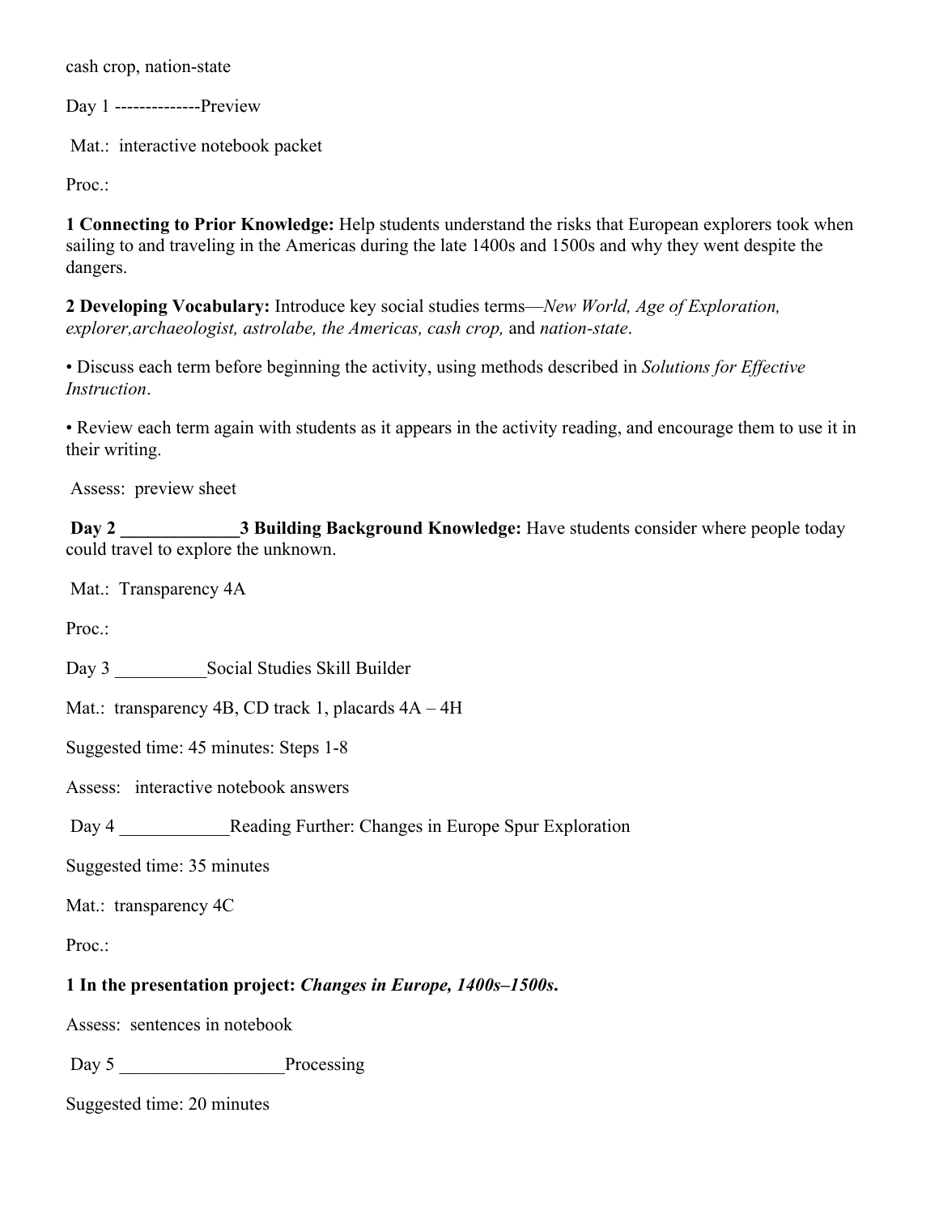cash crop, nation-state

Day 1 --------------Preview

Mat.: interactive notebook packet

Proc.:

**1 Connecting to Prior Knowledge:** Help students understand the risks that European explorers took when sailing to and traveling in the Americas during the late 1400s and 1500s and why they went despite the dangers.

**2 Developing Vocabulary:** Introduce key social studies terms—*New World, Age of Exploration, explorer,archaeologist, astrolabe, the Americas, cash crop,* and *nation-state*.

• Discuss each term before beginning the activity, using methods described in *Solutions for Effective Instruction*.

• Review each term again with students as it appears in the activity reading, and encourage them to use it in their writing.

Assess: preview sheet

**Day 2 _____________3 Building Background Knowledge:** Have students consider where people today could travel to explore the unknown.

Mat.: Transparency 4A

Proc.:

Day 3 __________Social Studies Skill Builder

Mat.: transparency 4B, CD track 1, placards 4A – 4H

Suggested time: 45 minutes: Steps 1-8

Assess: interactive notebook answers

Day 4 ____________Reading Further: Changes in Europe Spur Exploration

Suggested time: 35 minutes

Mat.: transparency 4C

Proc.:

**1 In the presentation project: *Changes in Europe, 1400s–1500s*.**

Assess: sentences in notebook

Day 5 __________________Processing

Suggested time: 20 minutes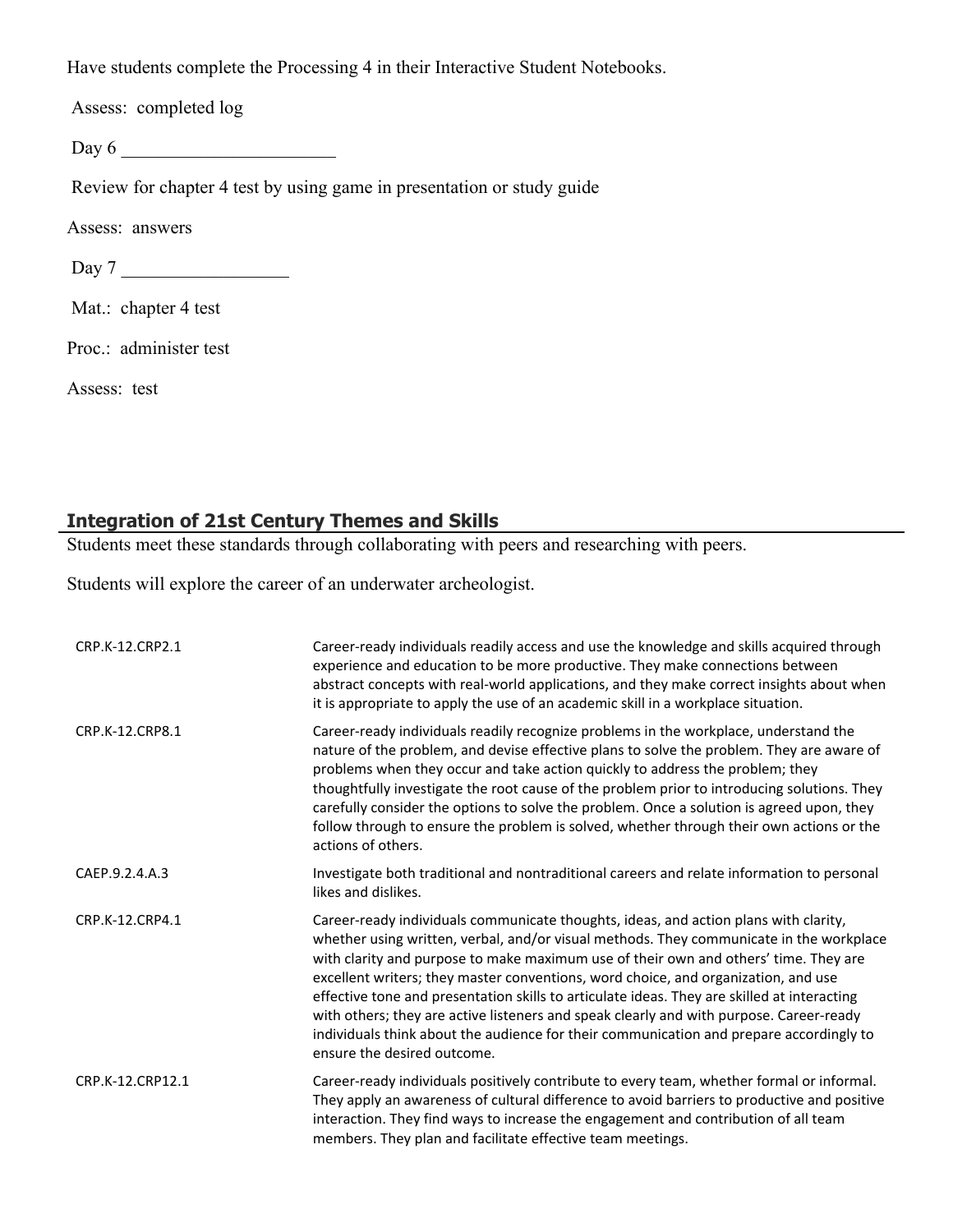Have students complete the Processing 4 in their Interactive Student Notebooks.

Assess: completed log

Day 6 _______________________

Review for chapter 4 test by using game in presentation or study guide

Assess: answers

Day 7 __________________

Mat.: chapter 4 test

Proc.: administer test

Assess: test

## Integration of 21st Century Themes and Skills

Students meet these standards through collaborating with peers and researching with peers.

Students will explore the career of an underwater archeologist.

| | |
|---|---|
| CRP.K-12.CRP2.1 | Career-ready individuals readily access and use the knowledge and skills acquired through experience and education to be more productive. They make connections between abstract concepts with real-world applications, and they make correct insights about when it is appropriate to apply the use of an academic skill in a workplace situation. |
| CRP.K-12.CRP8.1 | Career-ready individuals readily recognize problems in the workplace, understand the nature of the problem, and devise effective plans to solve the problem. They are aware of problems when they occur and take action quickly to address the problem; they thoughtfully investigate the root cause of the problem prior to introducing solutions. They carefully consider the options to solve the problem. Once a solution is agreed upon, they follow through to ensure the problem is solved, whether through their own actions or the actions of others. |
| CAEP.9.2.4.A.3 | Investigate both traditional and nontraditional careers and relate information to personal likes and dislikes. |
| CRP.K-12.CRP4.1 | Career-ready individuals communicate thoughts, ideas, and action plans with clarity, whether using written, verbal, and/or visual methods. They communicate in the workplace with clarity and purpose to make maximum use of their own and others' time. They are excellent writers; they master conventions, word choice, and organization, and use effective tone and presentation skills to articulate ideas. They are skilled at interacting with others; they are active listeners and speak clearly and with purpose. Career-ready individuals think about the audience for their communication and prepare accordingly to ensure the desired outcome. |
| CRP.K-12.CRP12.1 | Career-ready individuals positively contribute to every team, whether formal or informal. They apply an awareness of cultural difference to avoid barriers to productive and positive interaction. They find ways to increase the engagement and contribution of all team members. They plan and facilitate effective team meetings. |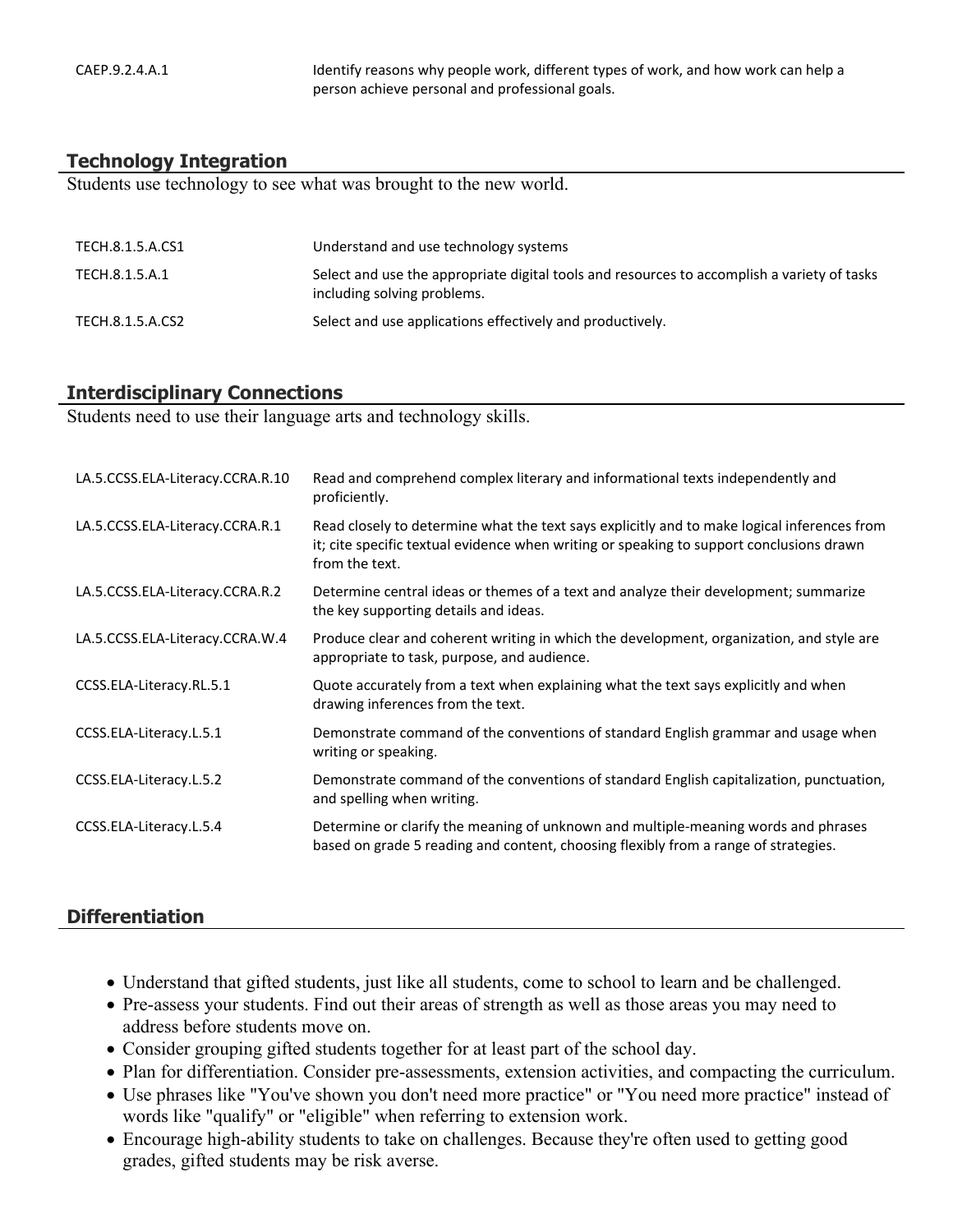| | |
|---|---|
| CAEP.9.2.4.A.1 | Identify reasons why people work, different types of work, and how work can help a person achieve personal and professional goals. |

## Technology Integration

Students use technology to see what was brought to the new world.

| | |
|---|---|
| TECH.8.1.5.A.CS1 | Understand and use technology systems |
| TECH.8.1.5.A.1 | Select and use the appropriate digital tools and resources to accomplish a variety of tasks including solving problems. |
| TECH.8.1.5.A.CS2 | Select and use applications effectively and productively. |

## Interdisciplinary Connections

Students need to use their language arts and technology skills.

| | |
|---|---|
| LA.5.CCSS.ELA-Literacy.CCRA.R.10 | Read and comprehend complex literary and informational texts independently and proficiently. |
| LA.5.CCSS.ELA-Literacy.CCRA.R.1 | Read closely to determine what the text says explicitly and to make logical inferences from it; cite specific textual evidence when writing or speaking to support conclusions drawn from the text. |
| LA.5.CCSS.ELA-Literacy.CCRA.R.2 | Determine central ideas or themes of a text and analyze their development; summarize the key supporting details and ideas. |
| LA.5.CCSS.ELA-Literacy.CCRA.W.4 | Produce clear and coherent writing in which the development, organization, and style are appropriate to task, purpose, and audience. |
| CCSS.ELA-Literacy.RL.5.1 | Quote accurately from a text when explaining what the text says explicitly and when drawing inferences from the text. |
| CCSS.ELA-Literacy.L.5.1 | Demonstrate command of the conventions of standard English grammar and usage when writing or speaking. |
| CCSS.ELA-Literacy.L.5.2 | Demonstrate command of the conventions of standard English capitalization, punctuation, and spelling when writing. |
| CCSS.ELA-Literacy.L.5.4 | Determine or clarify the meaning of unknown and multiple-meaning words and phrases based on grade 5 reading and content, choosing flexibly from a range of strategies. |

## Differentiation

- Understand that gifted students, just like all students, come to school to learn and be challenged.
- Pre-assess your students. Find out their areas of strength as well as those areas you may need to address before students move on.
- Consider grouping gifted students together for at least part of the school day.
- Plan for differentiation. Consider pre-assessments, extension activities, and compacting the curriculum.
- Use phrases like "You've shown you don't need more practice" or "You need more practice" instead of words like "qualify" or "eligible" when referring to extension work.
- Encourage high-ability students to take on challenges. Because they're often used to getting good grades, gifted students may be risk averse.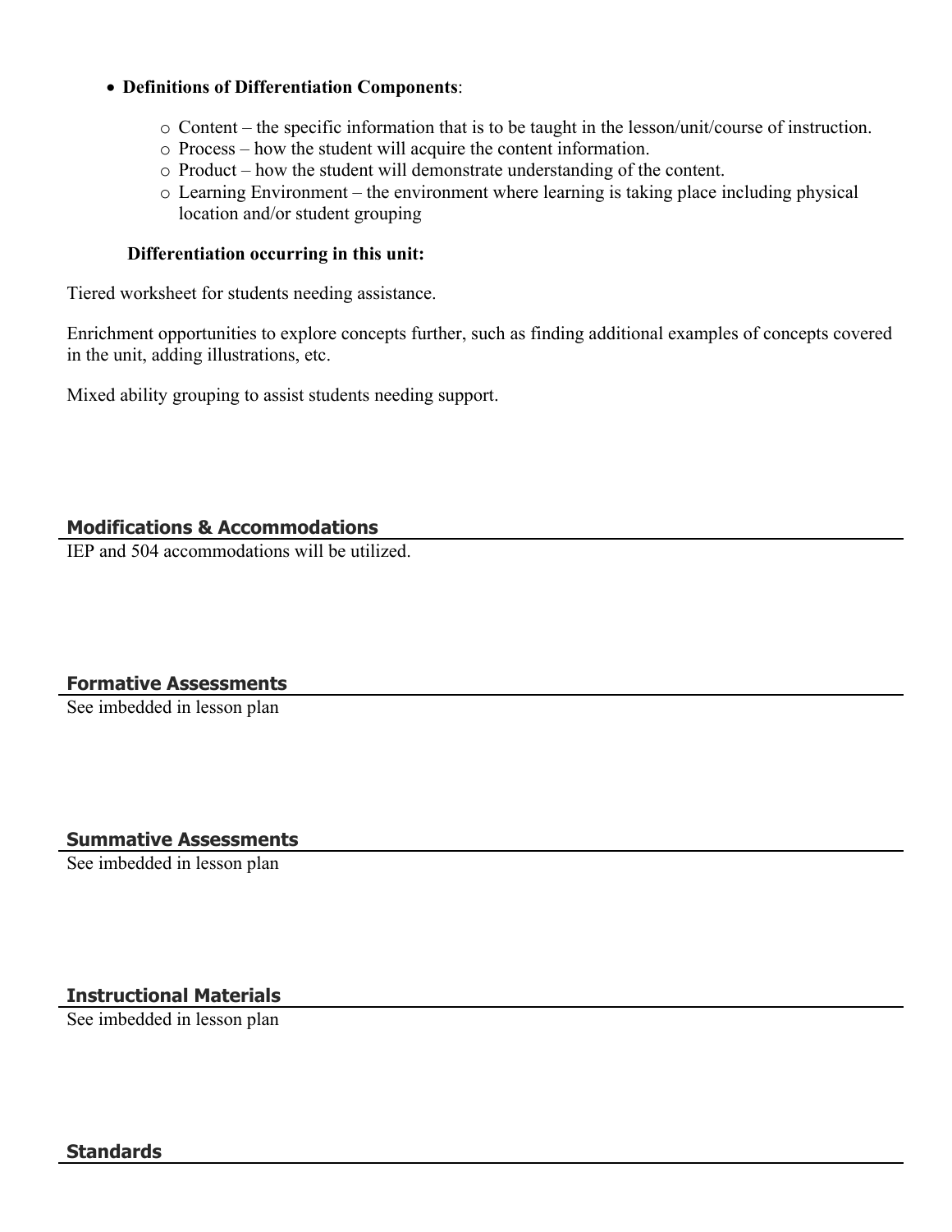- **Definitions of Differentiation Components**:
  - Content – the specific information that is to be taught in the lesson/unit/course of instruction.
  - Process – how the student will acquire the content information.
  - Product – how the student will demonstrate understanding of the content.
  - Learning Environment – the environment where learning is taking place including physical location and/or student grouping

**Differentiation occurring in this unit:**

Tiered worksheet for students needing assistance.

Enrichment opportunities to explore concepts further, such as finding additional examples of concepts covered in the unit, adding illustrations, etc.

Mixed ability grouping to assist students needing support.

## Modifications & Accommodations

IEP and 504 accommodations will be utilized.

## Formative Assessments

See imbedded in lesson plan

## Summative Assessments

See imbedded in lesson plan

## Instructional Materials

See imbedded in lesson plan

## Standards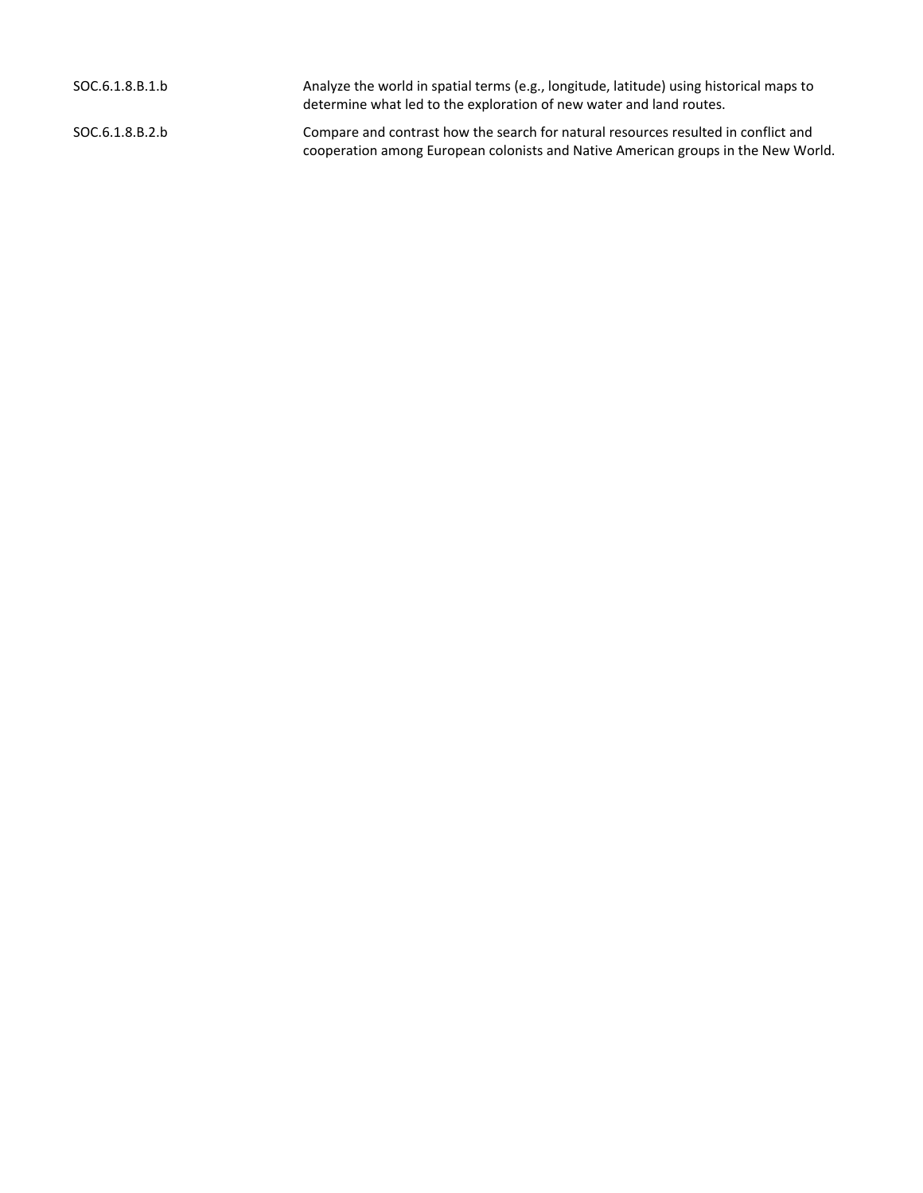| | |
|---|---|
| SOC.6.1.8.B.1.b | Analyze the world in spatial terms (e.g., longitude, latitude) using historical maps to determine what led to the exploration of new water and land routes. |
| SOC.6.1.8.B.2.b | Compare and contrast how the search for natural resources resulted in conflict and cooperation among European colonists and Native American groups in the New World. |